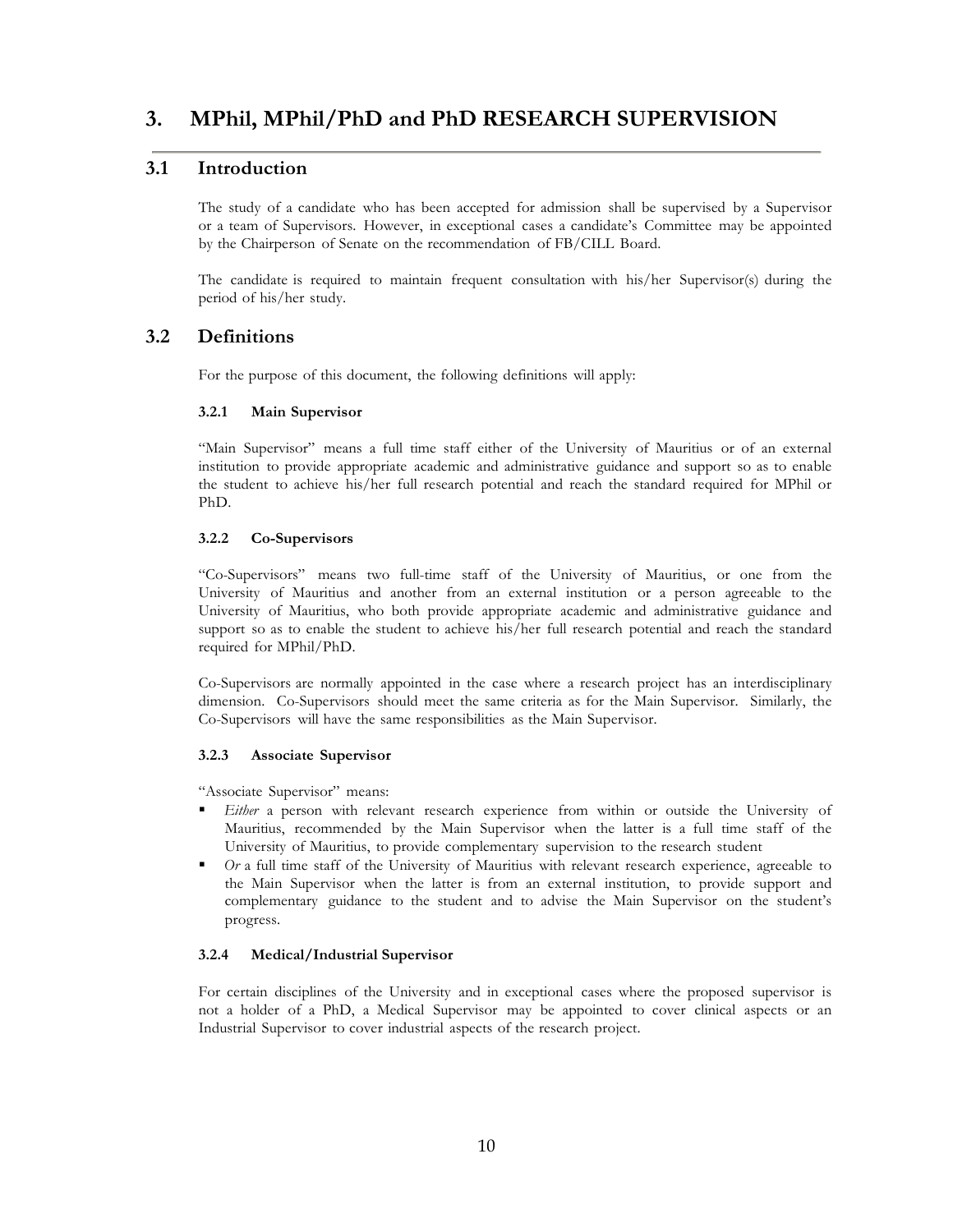# 3. MPhil, MPhil/PhD and PhD RESEARCH SUPERVISION

## 3.1 Introduction

The study of a candidate who has been accepted for admission shall be supervised by a Supervisor or a team of Supervisors. However, in exceptional cases a candidate's Committee may be appointed by the Chairperson of Senate on the recommendation of FB/CILL Board.

The candidate is required to maintain frequent consultation with his/her Supervisor(s) during the period of his/her study.

## 3.2 Definitions

For the purpose of this document, the following definitions will apply:

### 3.2.1 Main Supervisor

"Main Supervisor" means a full time staff either of the University of Mauritius or of an external institution to provide appropriate academic and administrative guidance and support so as to enable the student to achieve his/her full research potential and reach the standard required for MPhil or PhD.

### 3.2.2 Co-Supervisors

"Co-Supervisors" means two full-time staff of the University of Mauritius, or one from the University of Mauritius and another from an external institution or a person agreeable to the University of Mauritius, who both provide appropriate academic and administrative guidance and support so as to enable the student to achieve his/her full research potential and reach the standard required for MPhil/PhD.

Co-Supervisors are normally appointed in the case where a research project has an interdisciplinary dimension. Co-Supervisors should meet the same criteria as for the Main Supervisor. Similarly, the Co-Supervisors will have the same responsibilities as the Main Supervisor.

### 3.2.3 Associate Supervisor

"Associate Supervisor" means:

- *Either* a person with relevant research experience from within or outside the University of Mauritius, recommended by the Main Supervisor when the latter is a full time staff of the University of Mauritius, to provide complementary supervision to the research student
- *Or* a full time staff of the University of Mauritius with relevant research experience, agreeable to the Main Supervisor when the latter is from an external institution, to provide support and complementary guidance to the student and to advise the Main Supervisor on the student's progress.

### 3.2.4 Medical/Industrial Supervisor

For certain disciplines of the University and in exceptional cases where the proposed supervisor is not a holder of a PhD, a Medical Supervisor may be appointed to cover clinical aspects or an Industrial Supervisor to cover industrial aspects of the research project.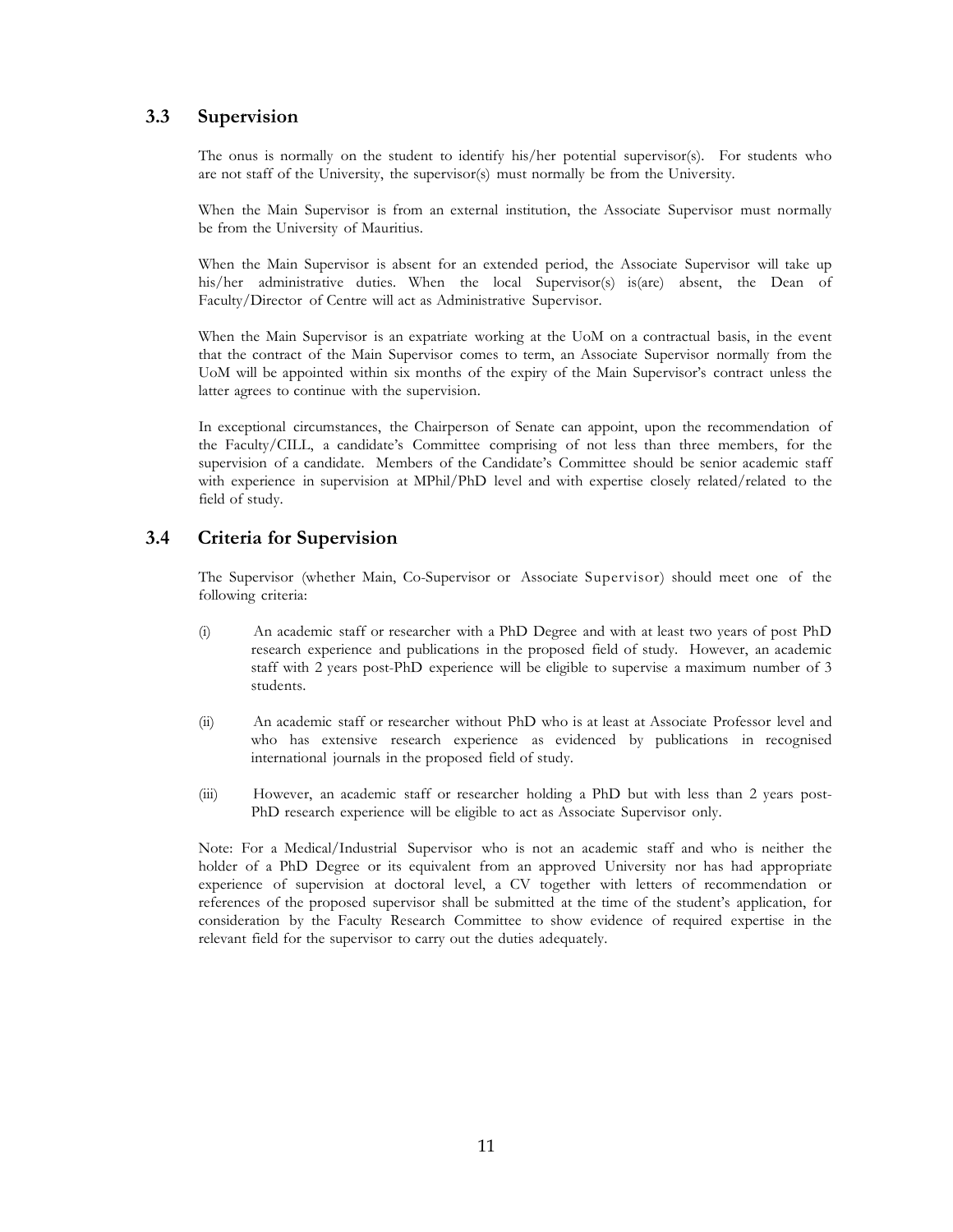## 3.3 Supervision

The onus is normally on the student to identify his/her potential supervisor(s). For students who are not staff of the University, the supervisor(s) must normally be from the University.

When the Main Supervisor is from an external institution, the Associate Supervisor must normally be from the University of Mauritius.

When the Main Supervisor is absent for an extended period, the Associate Supervisor will take up his/her administrative duties. When the local Supervisor(s) is(are) absent, the Dean of Faculty/Director of Centre will act as Administrative Supervisor.

When the Main Supervisor is an expatriate working at the UoM on a contractual basis, in the event that the contract of the Main Supervisor comes to term, an Associate Supervisor normally from the UoM will be appointed within six months of the expiry of the Main Supervisor's contract unless the latter agrees to continue with the supervision.

In exceptional circumstances, the Chairperson of Senate can appoint, upon the recommendation of the Faculty/CILL, a candidate's Committee comprising of not less than three members, for the supervision of a candidate. Members of the Candidate's Committee should be senior academic staff with experience in supervision at MPhil/PhD level and with expertise closely related/related to the field of study.

## 3.4 Criteria for Supervision

The Supervisor (whether Main, Co-Supervisor or Associate Supervisor) should meet one of the following criteria:

(i) An academic staff or researcher with a PhD Degree and with at least two years of post PhD research experience and publications in the proposed field of study. However, an academic staff with 2 years post-PhD experience will be eligible to supervise a maximum number of 3 students.

(ii) An academic staff or researcher without PhD who is at least at Associate Professor level and who has extensive research experience as evidenced by publications in recognised international journals in the proposed field of study.

(iii) However, an academic staff or researcher holding a PhD but with less than 2 years post-PhD research experience will be eligible to act as Associate Supervisor only.

Note: For a Medical/Industrial Supervisor who is not an academic staff and who is neither the holder of a PhD Degree or its equivalent from an approved University nor has had appropriate experience of supervision at doctoral level, a CV together with letters of recommendation or references of the proposed supervisor shall be submitted at the time of the student's application, for consideration by the Faculty Research Committee to show evidence of required expertise in the relevant field for the supervisor to carry out the duties adequately.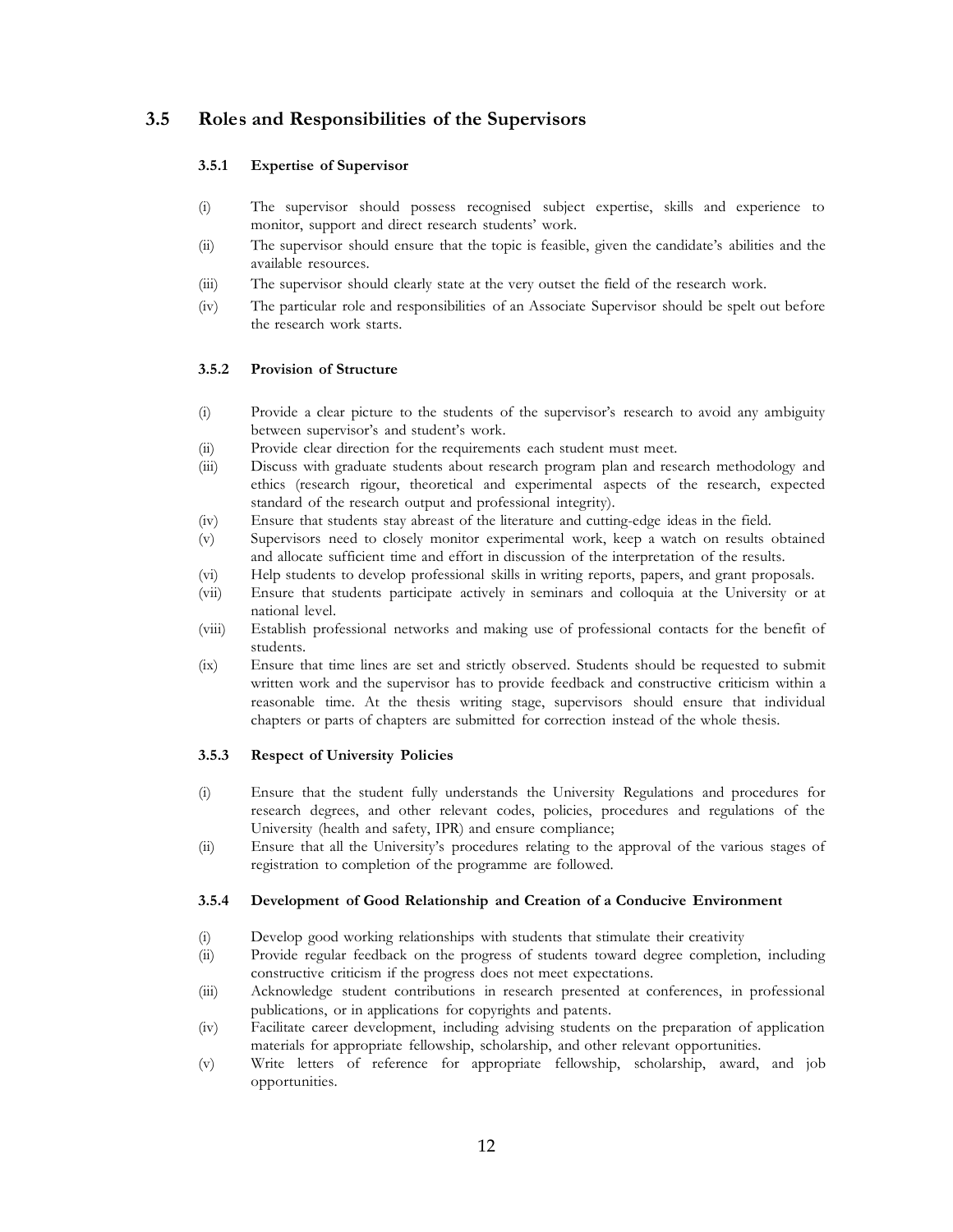## 3.5 Roles and Responsibilities of the Supervisors

### 3.5.1 Expertise of Supervisor

(i) The supervisor should possess recognised subject expertise, skills and experience to monitor, support and direct research students' work.

(ii) The supervisor should ensure that the topic is feasible, given the candidate's abilities and the available resources.

(iii) The supervisor should clearly state at the very outset the field of the research work.

(iv) The particular role and responsibilities of an Associate Supervisor should be spelt out before the research work starts.

### 3.5.2 Provision of Structure

(i) Provide a clear picture to the students of the supervisor's research to avoid any ambiguity between supervisor's and student's work.

(ii) Provide clear direction for the requirements each student must meet.

(iii) Discuss with graduate students about research program plan and research methodology and ethics (research rigour, theoretical and experimental aspects of the research, expected standard of the research output and professional integrity).

(iv) Ensure that students stay abreast of the literature and cutting-edge ideas in the field.

(v) Supervisors need to closely monitor experimental work, keep a watch on results obtained and allocate sufficient time and effort in discussion of the interpretation of the results.

(vi) Help students to develop professional skills in writing reports, papers, and grant proposals.

(vii) Ensure that students participate actively in seminars and colloquia at the University or at national level.

(viii) Establish professional networks and making use of professional contacts for the benefit of students.

(ix) Ensure that time lines are set and strictly observed. Students should be requested to submit written work and the supervisor has to provide feedback and constructive criticism within a reasonable time. At the thesis writing stage, supervisors should ensure that individual chapters or parts of chapters are submitted for correction instead of the whole thesis.

### 3.5.3 Respect of University Policies

(i) Ensure that the student fully understands the University Regulations and procedures for research degrees, and other relevant codes, policies, procedures and regulations of the University (health and safety, IPR) and ensure compliance;

(ii) Ensure that all the University's procedures relating to the approval of the various stages of registration to completion of the programme are followed.

### 3.5.4 Development of Good Relationship and Creation of a Conducive Environment

(i) Develop good working relationships with students that stimulate their creativity

(ii) Provide regular feedback on the progress of students toward degree completion, including constructive criticism if the progress does not meet expectations.

(iii) Acknowledge student contributions in research presented at conferences, in professional publications, or in applications for copyrights and patents.

(iv) Facilitate career development, including advising students on the preparation of application materials for appropriate fellowship, scholarship, and other relevant opportunities.

(v) Write letters of reference for appropriate fellowship, scholarship, award, and job opportunities.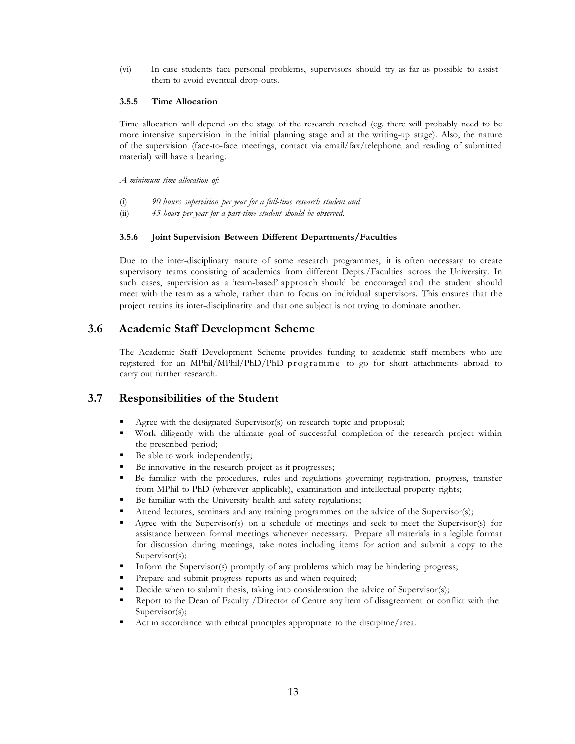(vi) In case students face personal problems, supervisors should try as far as possible to assist them to avoid eventual drop-outs.

#### 3.5.5 Time Allocation

Time allocation will depend on the stage of the research reached (eg. there will probably need to be more intensive supervision in the initial planning stage and at the writing-up stage). Also, the nature of the supervision (face-to-face meetings, contact via email/fax/telephone, and reading of submitted material) will have a bearing.

*A minimum time allocation of:*

(i) *90 hours supervision per year for a full-time research student and*

(ii) *45 hours per year for a part-time student should be observed.*

#### 3.5.6 Joint Supervision Between Different Departments/Faculties

Due to the inter-disciplinary nature of some research programmes, it is often necessary to create supervisory teams consisting of academics from different Depts./Faculties across the University. In such cases, supervision as a 'team-based' approach should be encouraged and the student should meet with the team as a whole, rather than to focus on individual supervisors. This ensures that the project retains its inter-disciplinarity and that one subject is not trying to dominate another.

## 3.6 Academic Staff Development Scheme

The Academic Staff Development Scheme provides funding to academic staff members who are registered for an MPhil/MPhil/PhD/PhD programme to go for short attachments abroad to carry out further research.

## 3.7 Responsibilities of the Student

- Agree with the designated Supervisor(s) on research topic and proposal;
- Work diligently with the ultimate goal of successful completion of the research project within the prescribed period;
- Be able to work independently;
- Be innovative in the research project as it progresses;
- Be familiar with the procedures, rules and regulations governing registration, progress, transfer from MPhil to PhD (wherever applicable), examination and intellectual property rights;
- Be familiar with the University health and safety regulations;
- Attend lectures, seminars and any training programmes on the advice of the Supervisor(s);
- Agree with the Supervisor(s) on a schedule of meetings and seek to meet the Supervisor(s) for assistance between formal meetings whenever necessary. Prepare all materials in a legible format for discussion during meetings, take notes including items for action and submit a copy to the Supervisor(s);
- Inform the Supervisor(s) promptly of any problems which may be hindering progress;
- Prepare and submit progress reports as and when required;
- Decide when to submit thesis, taking into consideration the advice of Supervisor(s);
- Report to the Dean of Faculty /Director of Centre any item of disagreement or conflict with the Supervisor(s);
- Act in accordance with ethical principles appropriate to the discipline/area.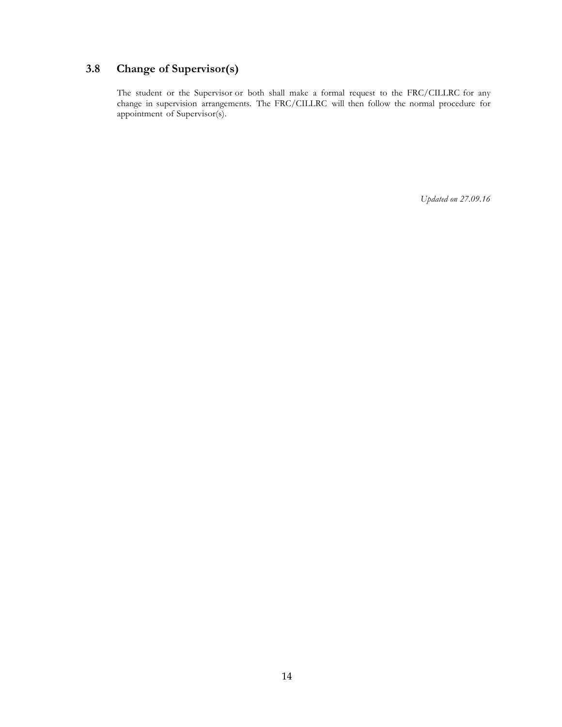## 3.8 Change of Supervisor(s)

The student or the Supervisor or both shall make a formal request to the FRC/CILLRC for any change in supervision arrangements. The FRC/CILLRC will then follow the normal procedure for appointment of Supervisor(s).

*Updated on 27.09.16*